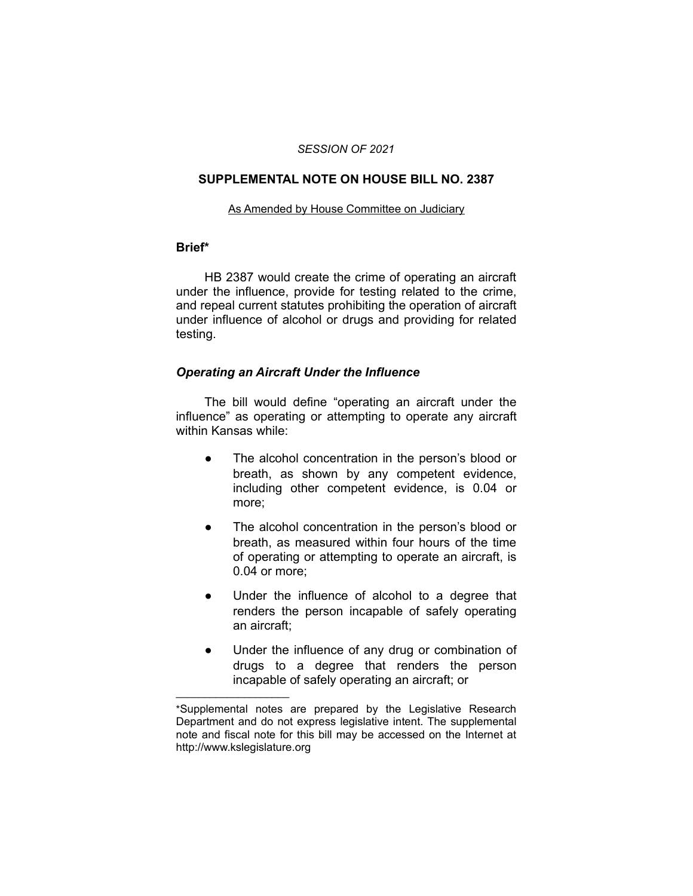*SESSION OF 2021*

## SUPPLEMENTAL NOTE ON HOUSE BILL NO. 2387

As Amended by House Committee on Judiciary

### Brief*

HB 2387 would create the crime of operating an aircraft under the influence, provide for testing related to the crime, and repeal current statutes prohibiting the operation of aircraft under influence of alcohol or drugs and providing for related testing.

### *Operating an Aircraft Under the Influence*

The bill would define "operating an aircraft under the influence" as operating or attempting to operate any aircraft within Kansas while:

- The alcohol concentration in the person's blood or breath, as shown by any competent evidence, including other competent evidence, is 0.04 or more;
- The alcohol concentration in the person's blood or breath, as measured within four hours of the time of operating or attempting to operate an aircraft, is 0.04 or more;
- Under the influence of alcohol to a degree that renders the person incapable of safely operating an aircraft;
- Under the influence of any drug or combination of drugs to a degree that renders the person incapable of safely operating an aircraft; or

*Supplemental notes are prepared by the Legislative Research Department and do not express legislative intent. The supplemental note and fiscal note for this bill may be accessed on the Internet at http://www.kslegislature.org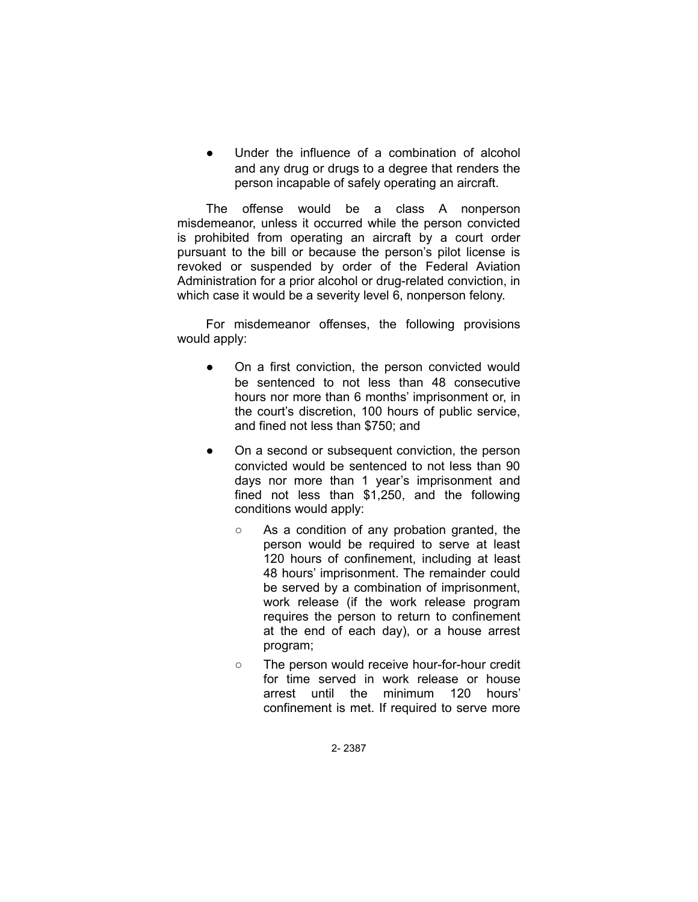- Under the influence of a combination of alcohol and any drug or drugs to a degree that renders the person incapable of safely operating an aircraft.

The offense would be a class A nonperson misdemeanor, unless it occurred while the person convicted is prohibited from operating an aircraft by a court order pursuant to the bill or because the person's pilot license is revoked or suspended by order of the Federal Aviation Administration for a prior alcohol or drug-related conviction, in which case it would be a severity level 6, nonperson felony.

For misdemeanor offenses, the following provisions would apply:

- On a first conviction, the person convicted would be sentenced to not less than 48 consecutive hours nor more than 6 months' imprisonment or, in the court's discretion, 100 hours of public service, and fined not less than $750; and
- On a second or subsequent conviction, the person convicted would be sentenced to not less than 90 days nor more than 1 year's imprisonment and fined not less than $1,250, and the following conditions would apply:
  - As a condition of any probation granted, the person would be required to serve at least 120 hours of confinement, including at least 48 hours' imprisonment. The remainder could be served by a combination of imprisonment, work release (if the work release program requires the person to return to confinement at the end of each day), or a house arrest program;
  - The person would receive hour-for-hour credit for time served in work release or house arrest until the minimum 120 hours' confinement is met. If required to serve more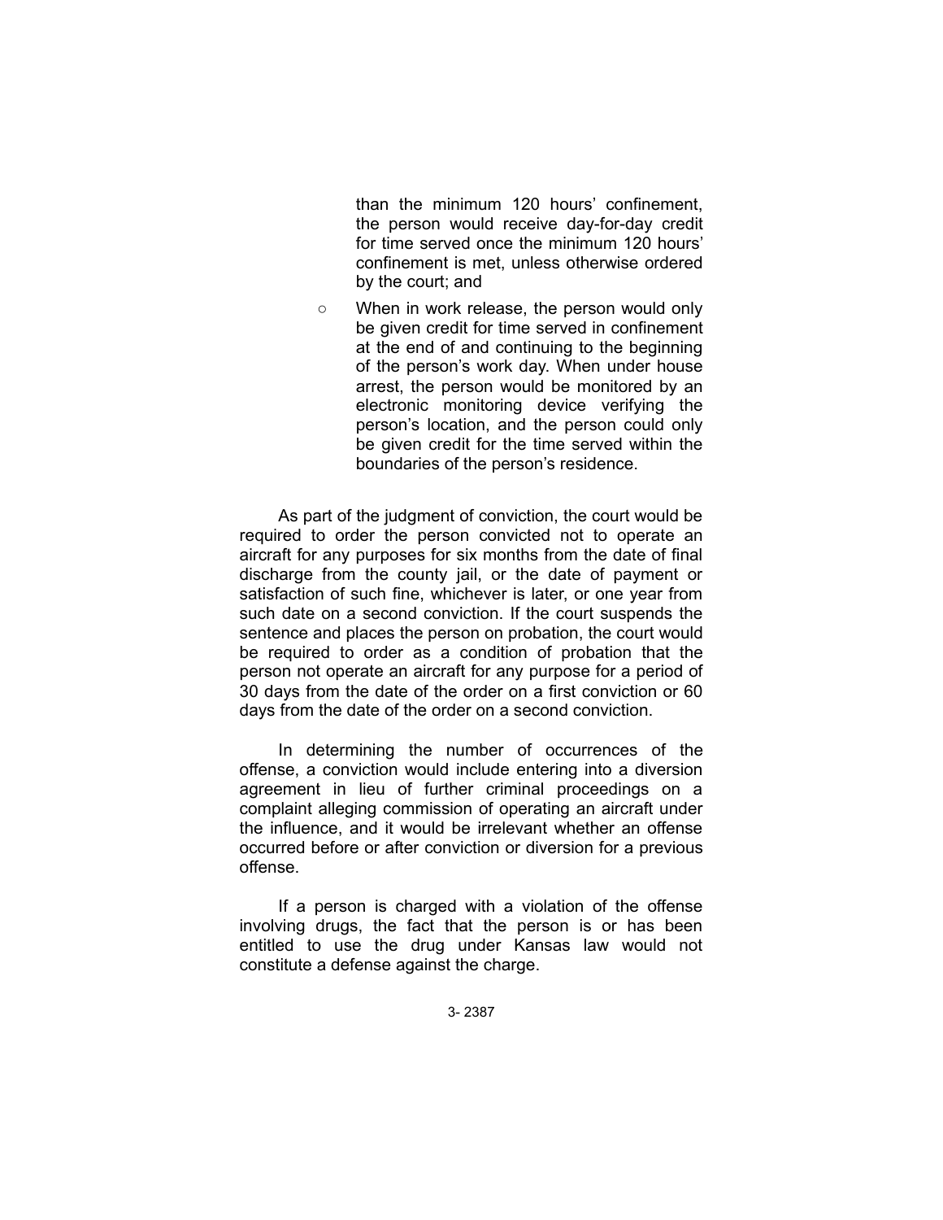than the minimum 120 hours' confinement, the person would receive day-for-day credit for time served once the minimum 120 hours' confinement is met, unless otherwise ordered by the court; and

- When in work release, the person would only be given credit for time served in confinement at the end of and continuing to the beginning of the person's work day. When under house arrest, the person would be monitored by an electronic monitoring device verifying the person's location, and the person could only be given credit for the time served within the boundaries of the person's residence.

As part of the judgment of conviction, the court would be required to order the person convicted not to operate an aircraft for any purposes for six months from the date of final discharge from the county jail, or the date of payment or satisfaction of such fine, whichever is later, or one year from such date on a second conviction. If the court suspends the sentence and places the person on probation, the court would be required to order as a condition of probation that the person not operate an aircraft for any purpose for a period of 30 days from the date of the order on a first conviction or 60 days from the date of the order on a second conviction.

In determining the number of occurrences of the offense, a conviction would include entering into a diversion agreement in lieu of further criminal proceedings on a complaint alleging commission of operating an aircraft under the influence, and it would be irrelevant whether an offense occurred before or after conviction or diversion for a previous offense.

If a person is charged with a violation of the offense involving drugs, the fact that the person is or has been entitled to use the drug under Kansas law would not constitute a defense against the charge.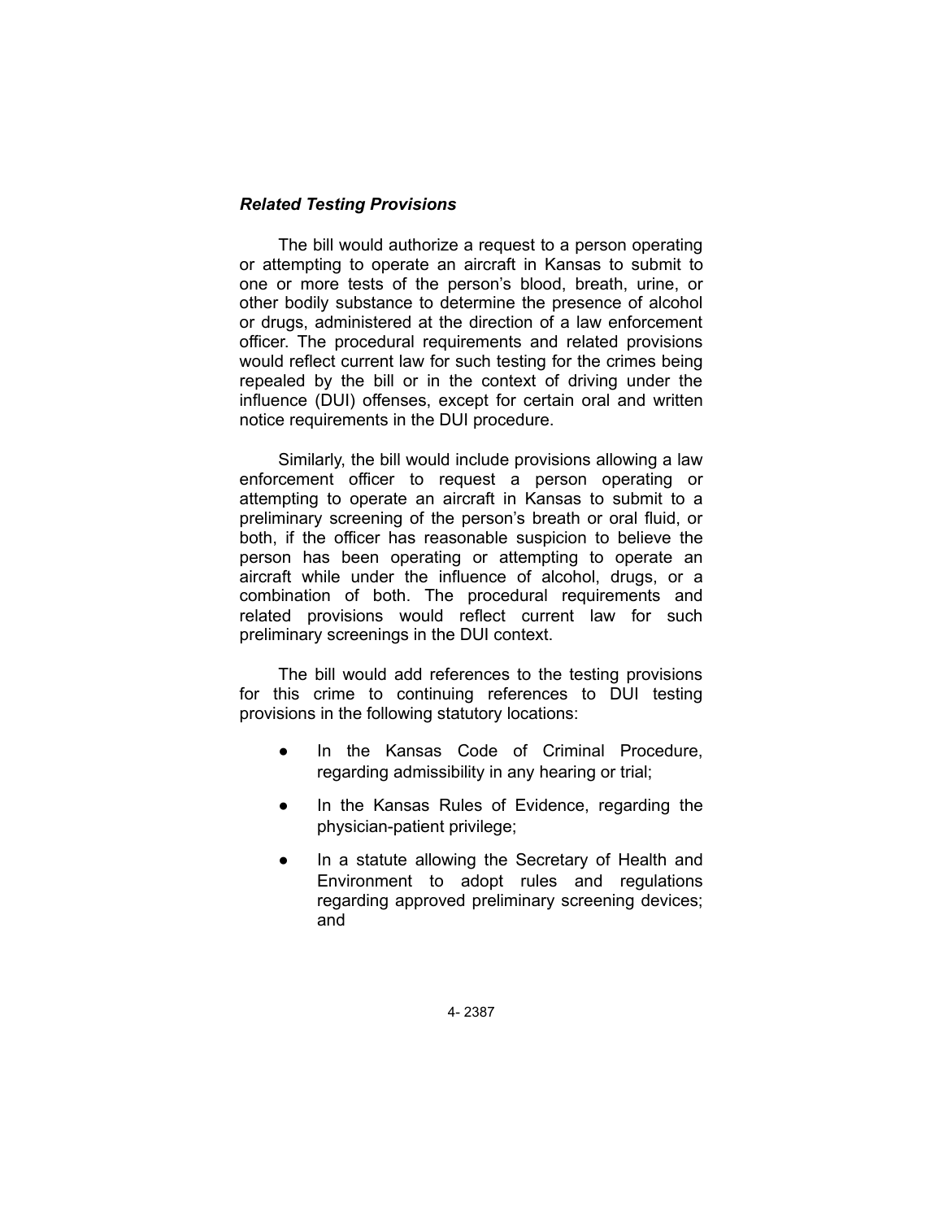### *Related Testing Provisions*

The bill would authorize a request to a person operating or attempting to operate an aircraft in Kansas to submit to one or more tests of the person's blood, breath, urine, or other bodily substance to determine the presence of alcohol or drugs, administered at the direction of a law enforcement officer. The procedural requirements and related provisions would reflect current law for such testing for the crimes being repealed by the bill or in the context of driving under the influence (DUI) offenses, except for certain oral and written notice requirements in the DUI procedure.

Similarly, the bill would include provisions allowing a law enforcement officer to request a person operating or attempting to operate an aircraft in Kansas to submit to a preliminary screening of the person's breath or oral fluid, or both, if the officer has reasonable suspicion to believe the person has been operating or attempting to operate an aircraft while under the influence of alcohol, drugs, or a combination of both. The procedural requirements and related provisions would reflect current law for such preliminary screenings in the DUI context.

The bill would add references to the testing provisions for this crime to continuing references to DUI testing provisions in the following statutory locations:

- In the Kansas Code of Criminal Procedure, regarding admissibility in any hearing or trial;
- In the Kansas Rules of Evidence, regarding the physician-patient privilege;
- In a statute allowing the Secretary of Health and Environment to adopt rules and regulations regarding approved preliminary screening devices; and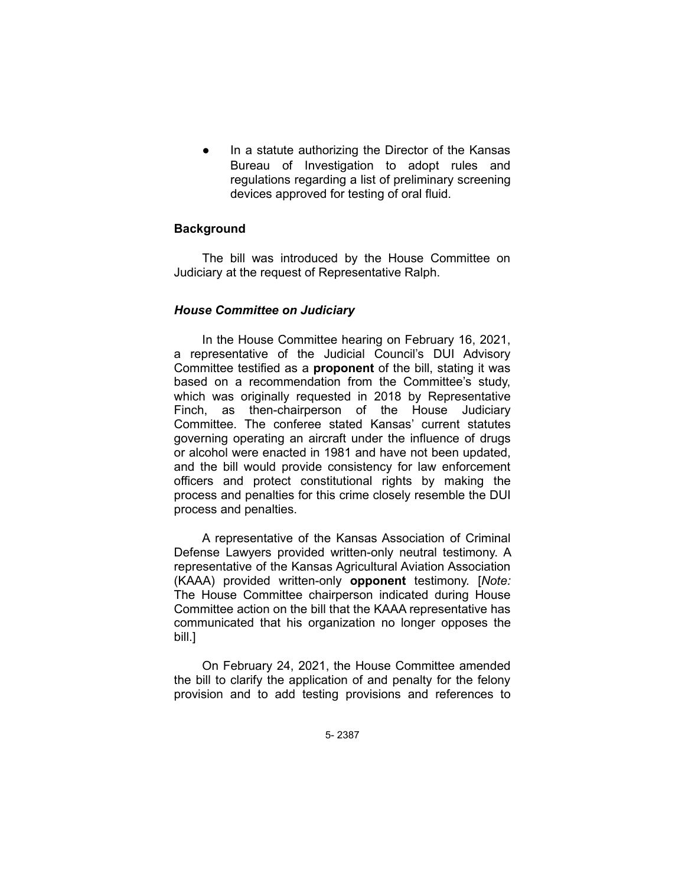- In a statute authorizing the Director of the Kansas Bureau of Investigation to adopt rules and regulations regarding a list of preliminary screening devices approved for testing of oral fluid.

**Background**

The bill was introduced by the House Committee on Judiciary at the request of Representative Ralph.

***House Committee on Judiciary***

In the House Committee hearing on February 16, 2021, a representative of the Judicial Council's DUI Advisory Committee testified as a **proponent** of the bill, stating it was based on a recommendation from the Committee's study, which was originally requested in 2018 by Representative Finch, as then-chairperson of the House Judiciary Committee. The conferee stated Kansas' current statutes governing operating an aircraft under the influence of drugs or alcohol were enacted in 1981 and have not been updated, and the bill would provide consistency for law enforcement officers and protect constitutional rights by making the process and penalties for this crime closely resemble the DUI process and penalties.

A representative of the Kansas Association of Criminal Defense Lawyers provided written-only neutral testimony. A representative of the Kansas Agricultural Aviation Association (KAAA) provided written-only **opponent** testimony. [*Note:* The House Committee chairperson indicated during House Committee action on the bill that the KAAA representative has communicated that his organization no longer opposes the bill.]

On February 24, 2021, the House Committee amended the bill to clarify the application of and penalty for the felony provision and to add testing provisions and references to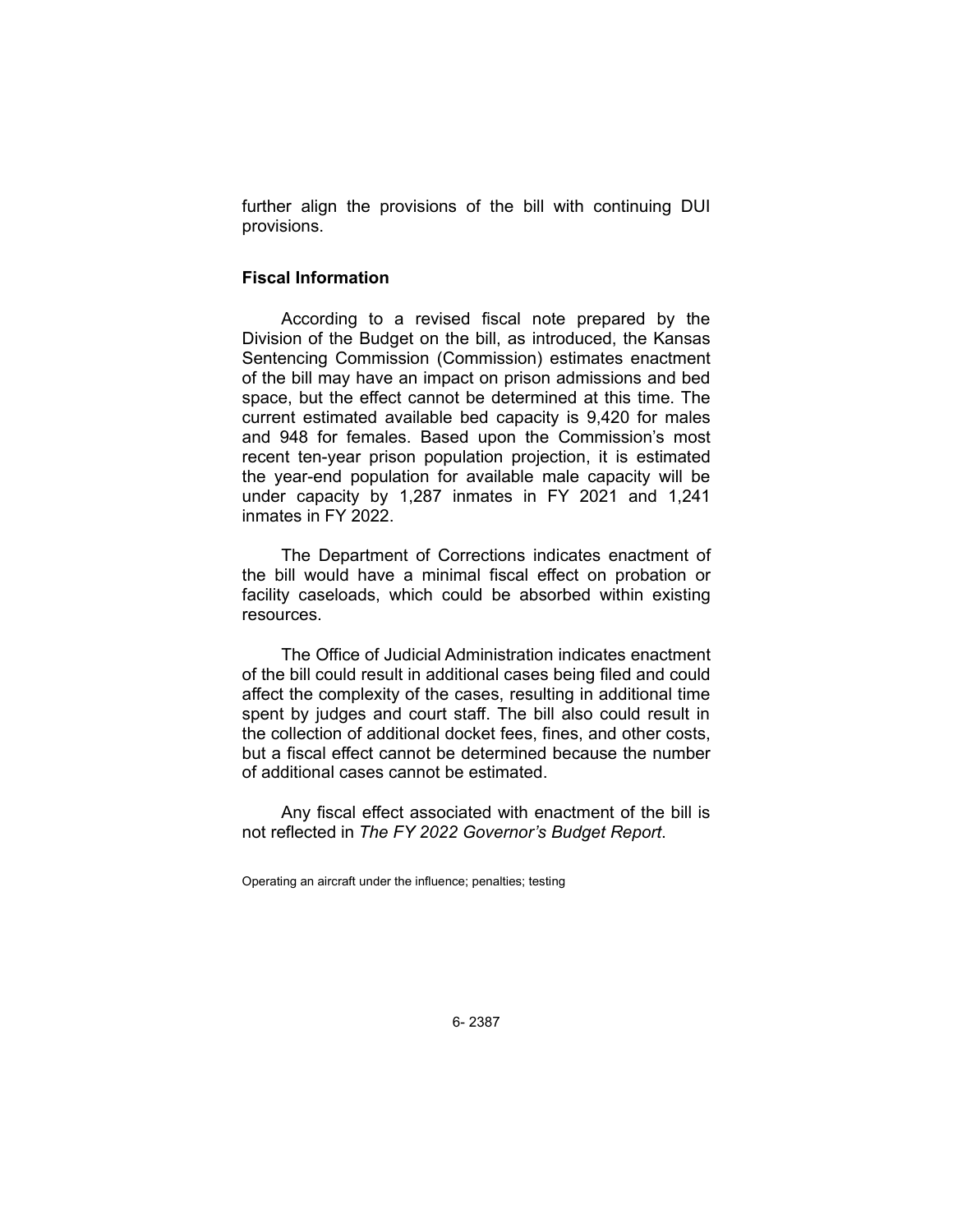further align the provisions of the bill with continuing DUI provisions.

**Fiscal Information**

According to a revised fiscal note prepared by the Division of the Budget on the bill, as introduced, the Kansas Sentencing Commission (Commission) estimates enactment of the bill may have an impact on prison admissions and bed space, but the effect cannot be determined at this time. The current estimated available bed capacity is 9,420 for males and 948 for females. Based upon the Commission's most recent ten-year prison population projection, it is estimated the year-end population for available male capacity will be under capacity by 1,287 inmates in FY 2021 and 1,241 inmates in FY 2022.

The Department of Corrections indicates enactment of the bill would have a minimal fiscal effect on probation or facility caseloads, which could be absorbed within existing resources.

The Office of Judicial Administration indicates enactment of the bill could result in additional cases being filed and could affect the complexity of the cases, resulting in additional time spent by judges and court staff. The bill also could result in the collection of additional docket fees, fines, and other costs, but a fiscal effect cannot be determined because the number of additional cases cannot be estimated.

Any fiscal effect associated with enactment of the bill is not reflected in *The FY 2022 Governor's Budget Report*.

Operating an aircraft under the influence; penalties; testing